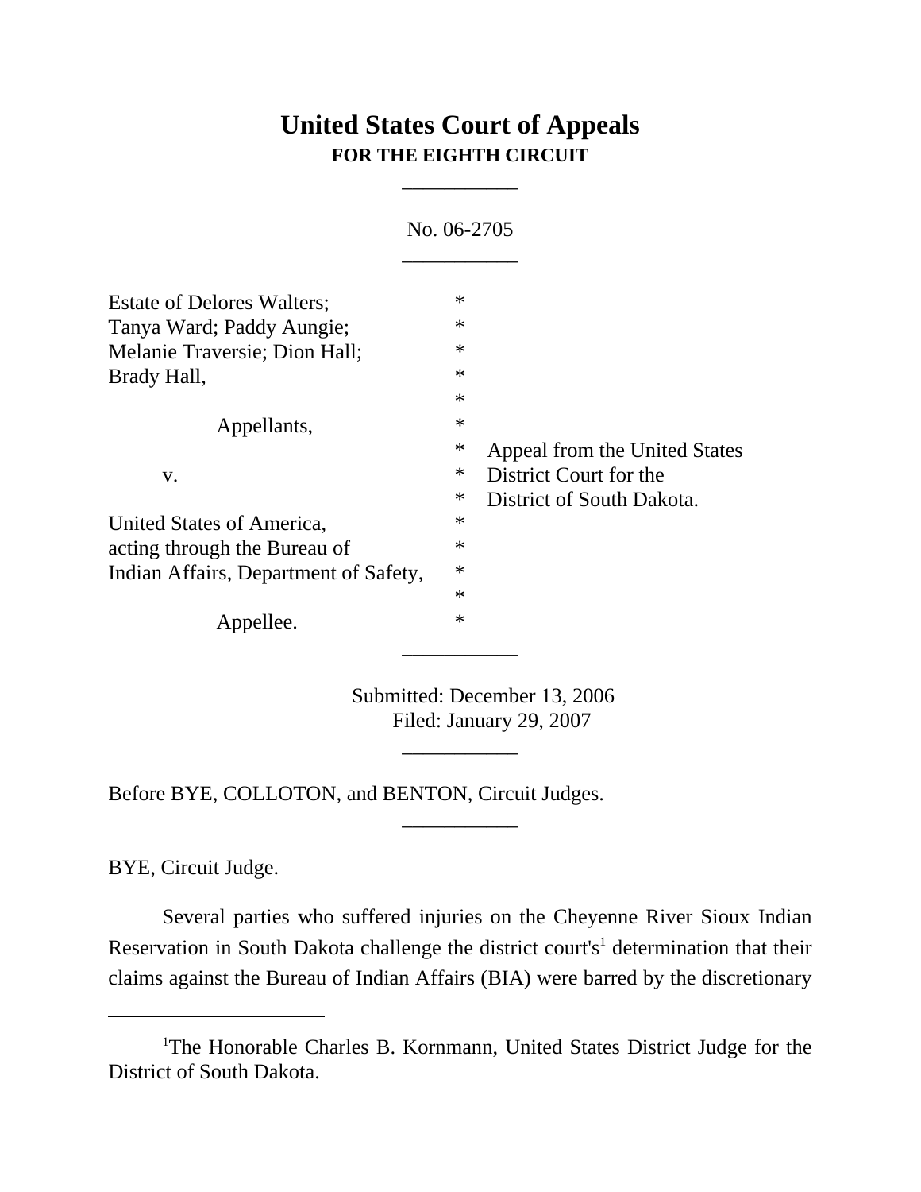# United States Court of Appeals
## FOR THE EIGHTH CIRCUIT

___________

No. 06-2705

___________

Estate of Delores Walters; *
Tanya Ward; Paddy Aungie; *
Melanie Traversie; Dion Hall; *
Brady Hall, *
*
Appellants, *
* Appeal from the United States
v. * District Court for the
* District of South Dakota.
United States of America, *
acting through the Bureau of *
Indian Affairs, Department of Safety, *
*
Appellee. *

___________

Submitted: December 13, 2006
Filed: January 29, 2007

___________

Before BYE, COLLOTON, and BENTON, Circuit Judges.

___________

BYE, Circuit Judge.

Several parties who suffered injuries on the Cheyenne River Sioux Indian Reservation in South Dakota challenge the district court's[1] determination that their claims against the Bureau of Indian Affairs (BIA) were barred by the discretionary

---

[1]The Honorable Charles B. Kornmann, United States District Judge for the District of South Dakota.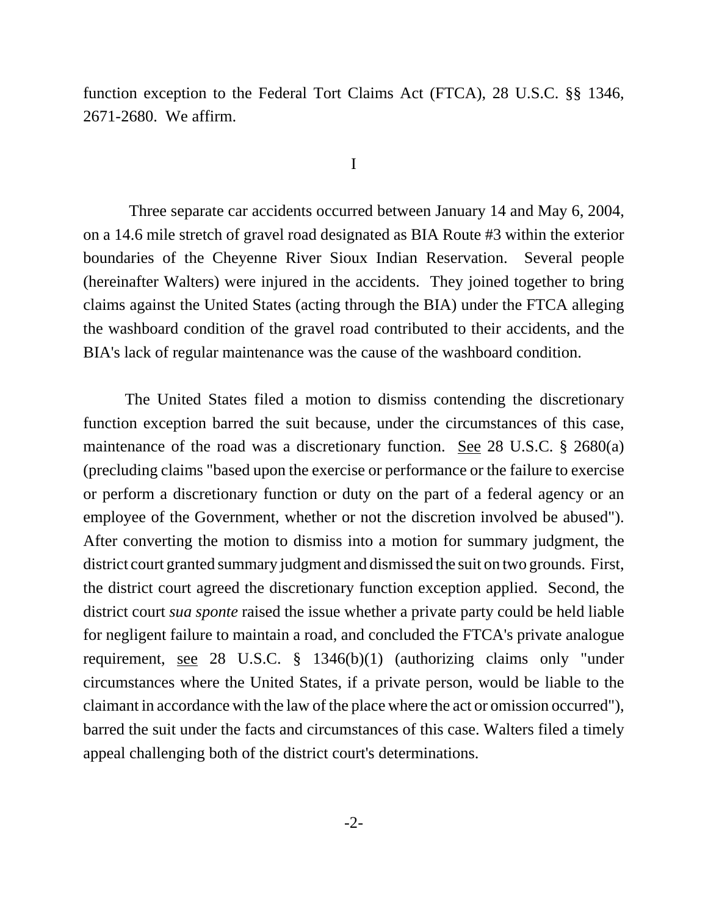function exception to the Federal Tort Claims Act (FTCA), 28 U.S.C. §§ 1346, 2671-2680. We affirm.

I

Three separate car accidents occurred between January 14 and May 6, 2004, on a 14.6 mile stretch of gravel road designated as BIA Route #3 within the exterior boundaries of the Cheyenne River Sioux Indian Reservation. Several people (hereinafter Walters) were injured in the accidents. They joined together to bring claims against the United States (acting through the BIA) under the FTCA alleging the washboard condition of the gravel road contributed to their accidents, and the BIA's lack of regular maintenance was the cause of the washboard condition.

The United States filed a motion to dismiss contending the discretionary function exception barred the suit because, under the circumstances of this case, maintenance of the road was a discretionary function. See 28 U.S.C. § 2680(a) (precluding claims "based upon the exercise or performance or the failure to exercise or perform a discretionary function or duty on the part of a federal agency or an employee of the Government, whether or not the discretion involved be abused"). After converting the motion to dismiss into a motion for summary judgment, the district court granted summary judgment and dismissed the suit on two grounds. First, the district court agreed the discretionary function exception applied. Second, the district court *sua sponte* raised the issue whether a private party could be held liable for negligent failure to maintain a road, and concluded the FTCA's private analogue requirement, see 28 U.S.C. § 1346(b)(1) (authorizing claims only "under circumstances where the United States, if a private person, would be liable to the claimant in accordance with the law of the place where the act or omission occurred"), barred the suit under the facts and circumstances of this case. Walters filed a timely appeal challenging both of the district court's determinations.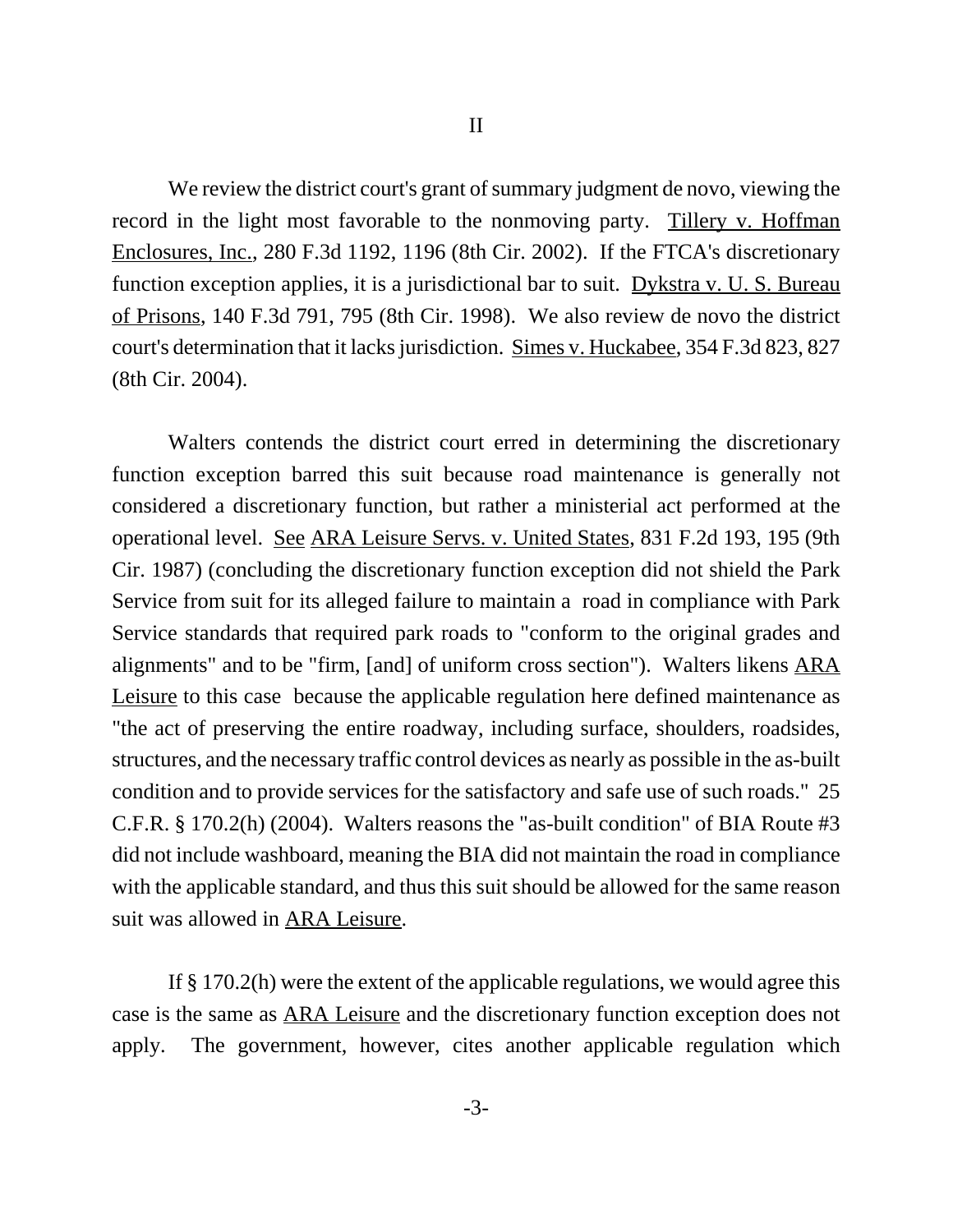II

We review the district court's grant of summary judgment de novo, viewing the record in the light most favorable to the nonmoving party. Tillery v. Hoffman Enclosures, Inc., 280 F.3d 1192, 1196 (8th Cir. 2002). If the FTCA's discretionary function exception applies, it is a jurisdictional bar to suit. Dykstra v. U. S. Bureau of Prisons, 140 F.3d 791, 795 (8th Cir. 1998). We also review de novo the district court's determination that it lacks jurisdiction. Simes v. Huckabee, 354 F.3d 823, 827 (8th Cir. 2004).

Walters contends the district court erred in determining the discretionary function exception barred this suit because road maintenance is generally not considered a discretionary function, but rather a ministerial act performed at the operational level. See ARA Leisure Servs. v. United States, 831 F.2d 193, 195 (9th Cir. 1987) (concluding the discretionary function exception did not shield the Park Service from suit for its alleged failure to maintain a road in compliance with Park Service standards that required park roads to "conform to the original grades and alignments" and to be "firm, [and] of uniform cross section"). Walters likens ARA Leisure to this case because the applicable regulation here defined maintenance as "the act of preserving the entire roadway, including surface, shoulders, roadsides, structures, and the necessary traffic control devices as nearly as possible in the as-built condition and to provide services for the satisfactory and safe use of such roads." 25 C.F.R. § 170.2(h) (2004). Walters reasons the "as-built condition" of BIA Route #3 did not include washboard, meaning the BIA did not maintain the road in compliance with the applicable standard, and thus this suit should be allowed for the same reason suit was allowed in ARA Leisure.

If § 170.2(h) were the extent of the applicable regulations, we would agree this case is the same as ARA Leisure and the discretionary function exception does not apply. The government, however, cites another applicable regulation which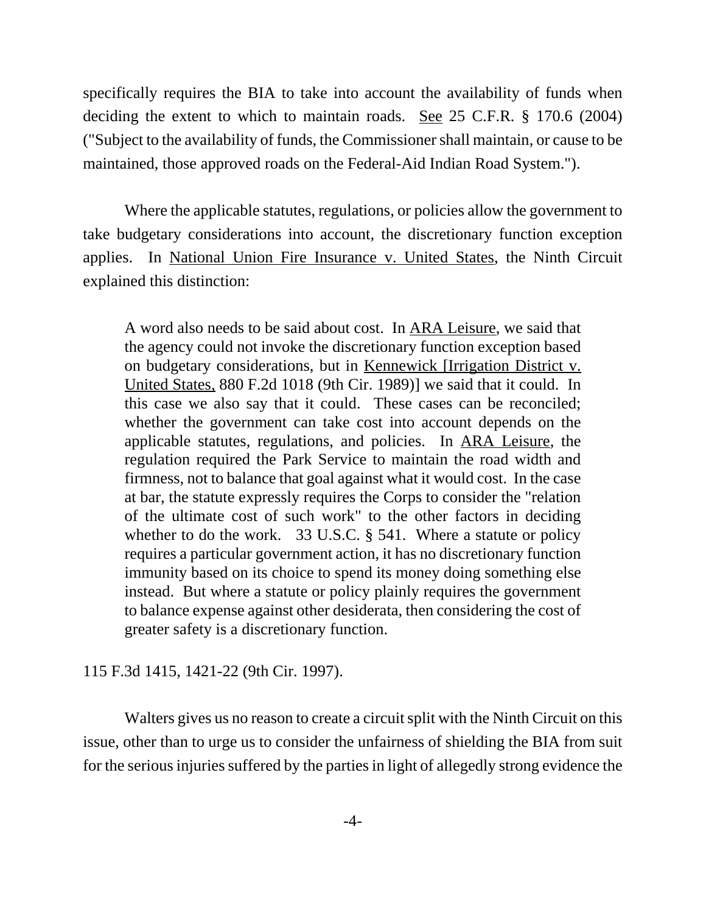specifically requires the BIA to take into account the availability of funds when deciding the extent to which to maintain roads. See 25 C.F.R. § 170.6 (2004) ("Subject to the availability of funds, the Commissioner shall maintain, or cause to be maintained, those approved roads on the Federal-Aid Indian Road System.").

Where the applicable statutes, regulations, or policies allow the government to take budgetary considerations into account, the discretionary function exception applies. In National Union Fire Insurance v. United States, the Ninth Circuit explained this distinction:

> A word also needs to be said about cost. In ARA Leisure, we said that the agency could not invoke the discretionary function exception based on budgetary considerations, but in Kennewick [Irrigation District v. United States, 880 F.2d 1018 (9th Cir. 1989)] we said that it could. In this case we also say that it could. These cases can be reconciled; whether the government can take cost into account depends on the applicable statutes, regulations, and policies. In ARA Leisure, the regulation required the Park Service to maintain the road width and firmness, not to balance that goal against what it would cost. In the case at bar, the statute expressly requires the Corps to consider the "relation of the ultimate cost of such work" to the other factors in deciding whether to do the work. 33 U.S.C. § 541. Where a statute or policy requires a particular government action, it has no discretionary function immunity based on its choice to spend its money doing something else instead. But where a statute or policy plainly requires the government to balance expense against other desiderata, then considering the cost of greater safety is a discretionary function.

115 F.3d 1415, 1421-22 (9th Cir. 1997).

Walters gives us no reason to create a circuit split with the Ninth Circuit on this issue, other than to urge us to consider the unfairness of shielding the BIA from suit for the serious injuries suffered by the parties in light of allegedly strong evidence the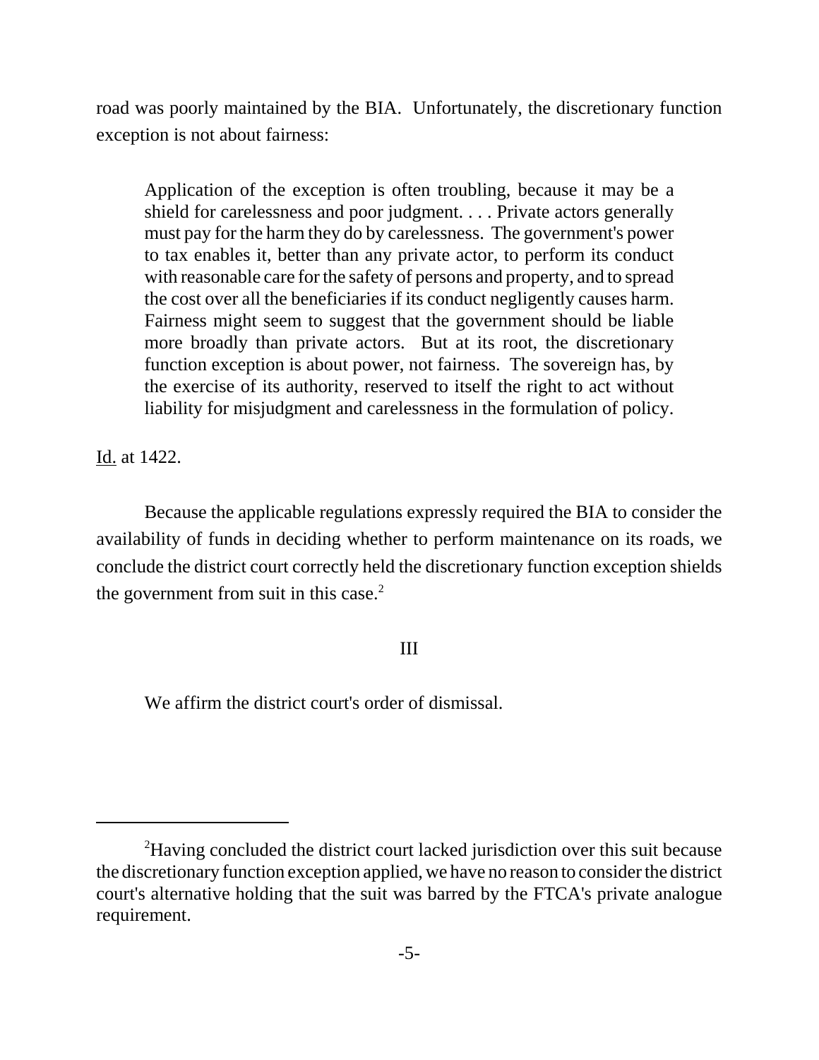road was poorly maintained by the BIA. Unfortunately, the discretionary function exception is not about fairness:

> Application of the exception is often troubling, because it may be a shield for carelessness and poor judgment. . . . Private actors generally must pay for the harm they do by carelessness. The government's power to tax enables it, better than any private actor, to perform its conduct with reasonable care for the safety of persons and property, and to spread the cost over all the beneficiaries if its conduct negligently causes harm. Fairness might seem to suggest that the government should be liable more broadly than private actors. But at its root, the discretionary function exception is about power, not fairness. The sovereign has, by the exercise of its authority, reserved to itself the right to act without liability for misjudgment and carelessness in the formulation of policy.

Id. at 1422.

Because the applicable regulations expressly required the BIA to consider the availability of funds in deciding whether to perform maintenance on its roads, we conclude the district court correctly held the discretionary function exception shields the government from suit in this case.[2]

III

We affirm the district court's order of dismissal.

---

[2] Having concluded the district court lacked jurisdiction over this suit because the discretionary function exception applied, we have no reason to consider the district court's alternative holding that the suit was barred by the FTCA's private analogue requirement.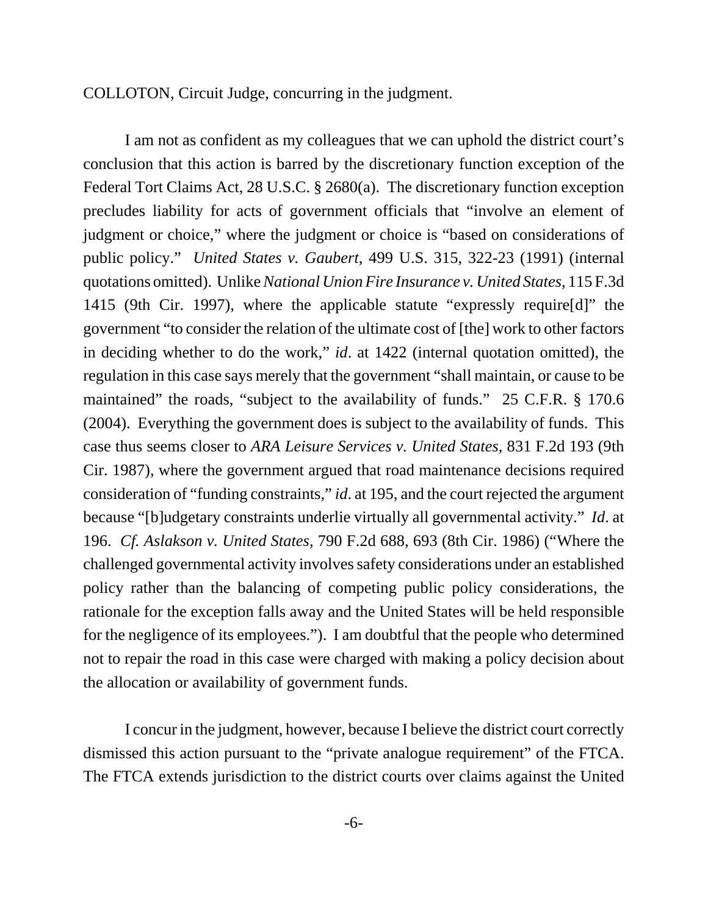COLLOTON, Circuit Judge, concurring in the judgment.

I am not as confident as my colleagues that we can uphold the district court's conclusion that this action is barred by the discretionary function exception of the Federal Tort Claims Act, 28 U.S.C. § 2680(a). The discretionary function exception precludes liability for acts of government officials that "involve an element of judgment or choice," where the judgment or choice is "based on considerations of public policy." *United States v. Gaubert*, 499 U.S. 315, 322-23 (1991) (internal quotations omitted). Unlike *National Union Fire Insurance v. United States*, 115 F.3d 1415 (9th Cir. 1997), where the applicable statute "expressly require[d]" the government "to consider the relation of the ultimate cost of [the] work to other factors in deciding whether to do the work," *id*. at 1422 (internal quotation omitted), the regulation in this case says merely that the government "shall maintain, or cause to be maintained" the roads, "subject to the availability of funds." 25 C.F.R. § 170.6 (2004). Everything the government does is subject to the availability of funds. This case thus seems closer to *ARA Leisure Services v. United States*, 831 F.2d 193 (9th Cir. 1987), where the government argued that road maintenance decisions required consideration of "funding constraints," *id*. at 195, and the court rejected the argument because "[b]udgetary constraints underlie virtually all governmental activity." *Id*. at 196. *Cf. Aslakson v. United States*, 790 F.2d 688, 693 (8th Cir. 1986) ("Where the challenged governmental activity involves safety considerations under an established policy rather than the balancing of competing public policy considerations, the rationale for the exception falls away and the United States will be held responsible for the negligence of its employees."). I am doubtful that the people who determined not to repair the road in this case were charged with making a policy decision about the allocation or availability of government funds.

I concur in the judgment, however, because I believe the district court correctly dismissed this action pursuant to the "private analogue requirement" of the FTCA. The FTCA extends jurisdiction to the district courts over claims against the United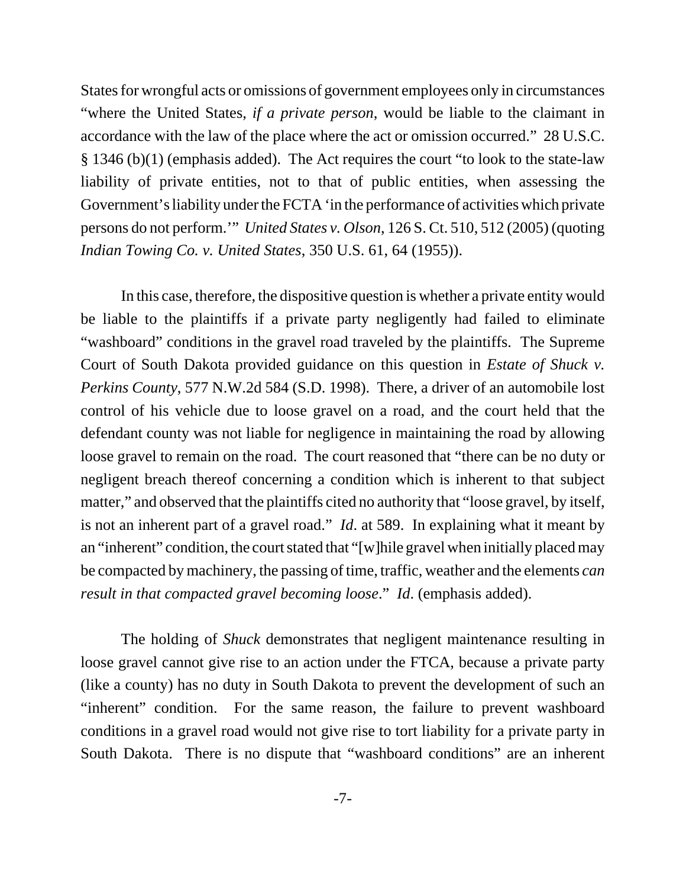States for wrongful acts or omissions of government employees only in circumstances "where the United States, *if a private person*, would be liable to the claimant in accordance with the law of the place where the act or omission occurred." 28 U.S.C. § 1346 (b)(1) (emphasis added). The Act requires the court "to look to the state-law liability of private entities, not to that of public entities, when assessing the Government's liability under the FCTA 'in the performance of activities which private persons do not perform.'" *United States v. Olson*, 126 S. Ct. 510, 512 (2005) (quoting *Indian Towing Co. v. United States*, 350 U.S. 61, 64 (1955)).

In this case, therefore, the dispositive question is whether a private entity would be liable to the plaintiffs if a private party negligently had failed to eliminate "washboard" conditions in the gravel road traveled by the plaintiffs. The Supreme Court of South Dakota provided guidance on this question in *Estate of Shuck v. Perkins County*, 577 N.W.2d 584 (S.D. 1998). There, a driver of an automobile lost control of his vehicle due to loose gravel on a road, and the court held that the defendant county was not liable for negligence in maintaining the road by allowing loose gravel to remain on the road. The court reasoned that "there can be no duty or negligent breach thereof concerning a condition which is inherent to that subject matter," and observed that the plaintiffs cited no authority that "loose gravel, by itself, is not an inherent part of a gravel road." *Id*. at 589. In explaining what it meant by an "inherent" condition, the court stated that "[w]hile gravel when initially placed may be compacted by machinery, the passing of time, traffic, weather and the elements *can result in that compacted gravel becoming loose*." *Id*. (emphasis added).

The holding of *Shuck* demonstrates that negligent maintenance resulting in loose gravel cannot give rise to an action under the FTCA, because a private party (like a county) has no duty in South Dakota to prevent the development of such an "inherent" condition. For the same reason, the failure to prevent washboard conditions in a gravel road would not give rise to tort liability for a private party in South Dakota. There is no dispute that "washboard conditions" are an inherent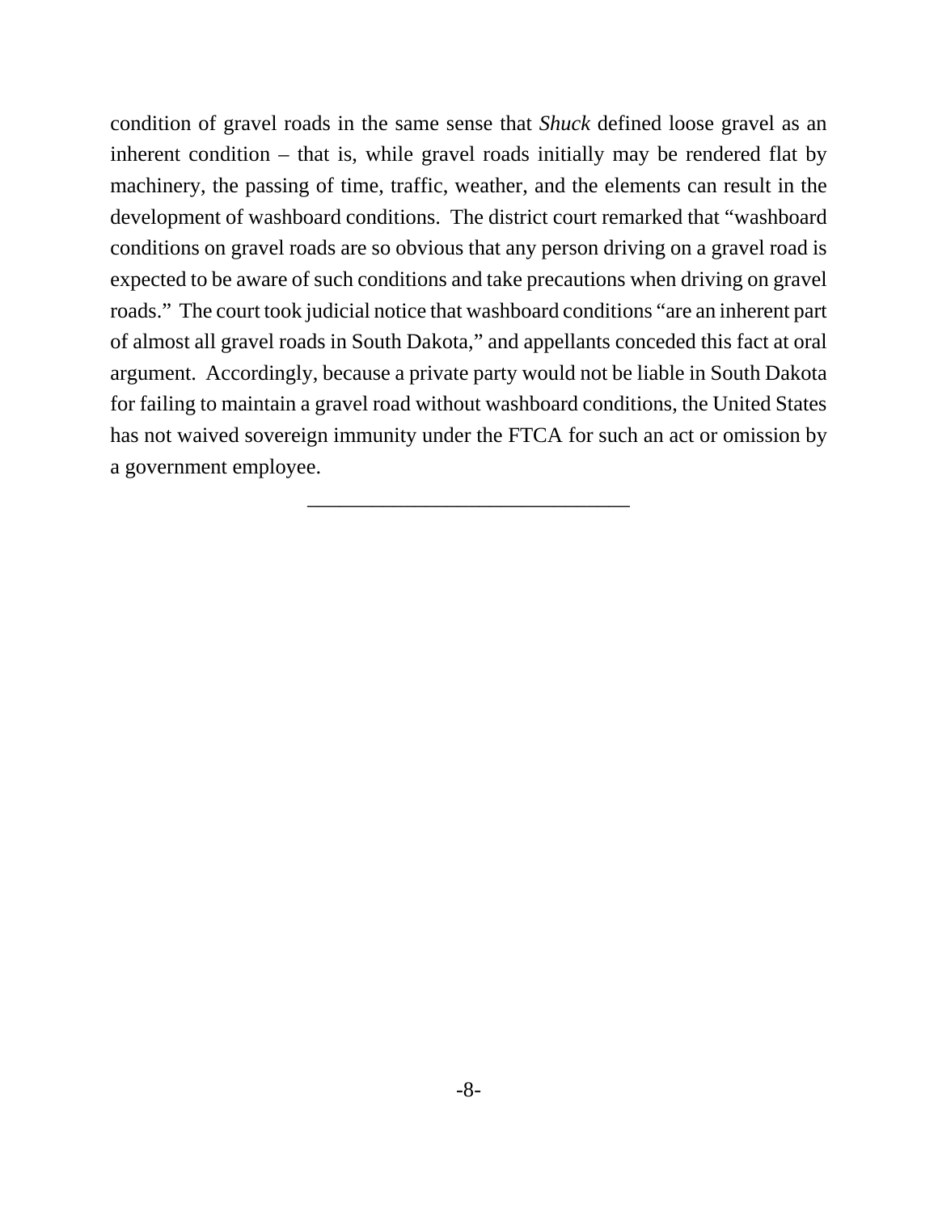condition of gravel roads in the same sense that *Shuck* defined loose gravel as an inherent condition – that is, while gravel roads initially may be rendered flat by machinery, the passing of time, traffic, weather, and the elements can result in the development of washboard conditions. The district court remarked that "washboard conditions on gravel roads are so obvious that any person driving on a gravel road is expected to be aware of such conditions and take precautions when driving on gravel roads." The court took judicial notice that washboard conditions "are an inherent part of almost all gravel roads in South Dakota," and appellants conceded this fact at oral argument. Accordingly, because a private party would not be liable in South Dakota for failing to maintain a gravel road without washboard conditions, the United States has not waived sovereign immunity under the FTCA for such an act or omission by a government employee.

______________________________